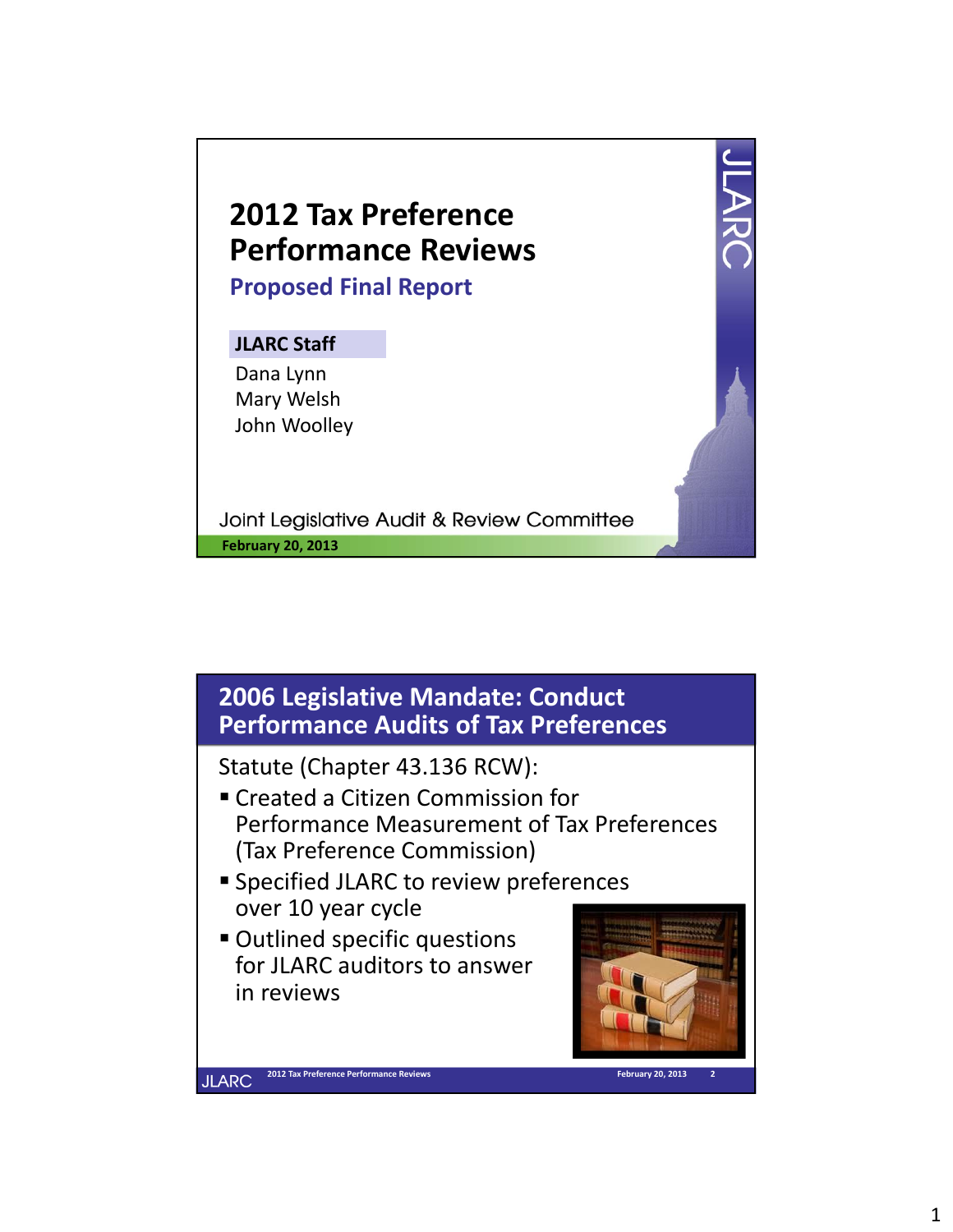# 2012 Tax Preference Performance Reviews

## Proposed Final Report

**JLARC Staff**

Dana Lynn
Mary Welsh
John Woolley

Joint Legislative Audit & Review Committee

**February 20, 2013**

## 2006 Legislative Mandate: Conduct Performance Audits of Tax Preferences

Statute (Chapter 43.136 RCW):

- Created a Citizen Commission for Performance Measurement of Tax Preferences (Tax Preference Commission)
- Specified JLARC to review preferences over 10 year cycle
- Outlined specific questions for JLARC auditors to answer in reviews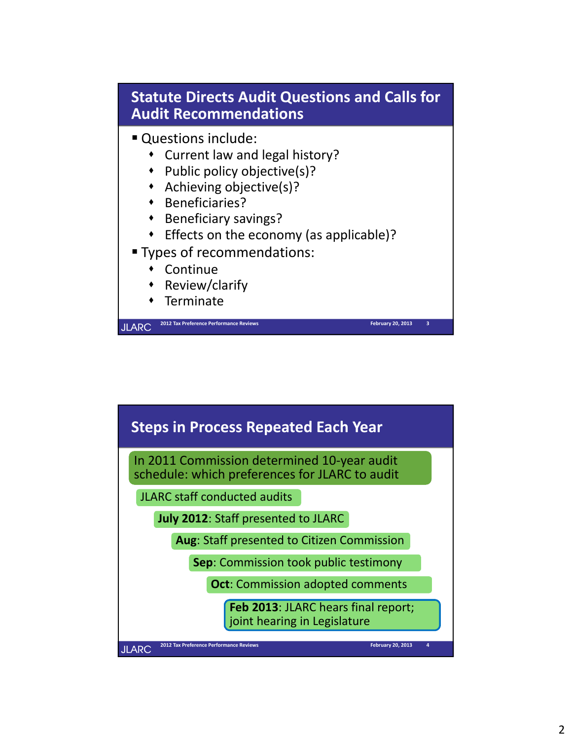## Statute Directs Audit Questions and Calls for Audit Recommendations

- Questions include:
  - Current law and legal history?
  - Public policy objective(s)?
  - Achieving objective(s)?
  - Beneficiaries?
  - Beneficiary savings?
  - Effects on the economy (as applicable)?
- Types of recommendations:
  - Continue
  - Review/clarify
  - Terminate

## Steps in Process Repeated Each Year

- In 2011 Commission determined 10-year audit schedule: which preferences for JLARC to audit
- JLARC staff conducted audits
- **July 2012**: Staff presented to JLARC
- **Aug**: Staff presented to Citizen Commission
- **Sep**: Commission took public testimony
- **Oct**: Commission adopted comments
- **Feb 2013**: JLARC hears final report; joint hearing in Legislature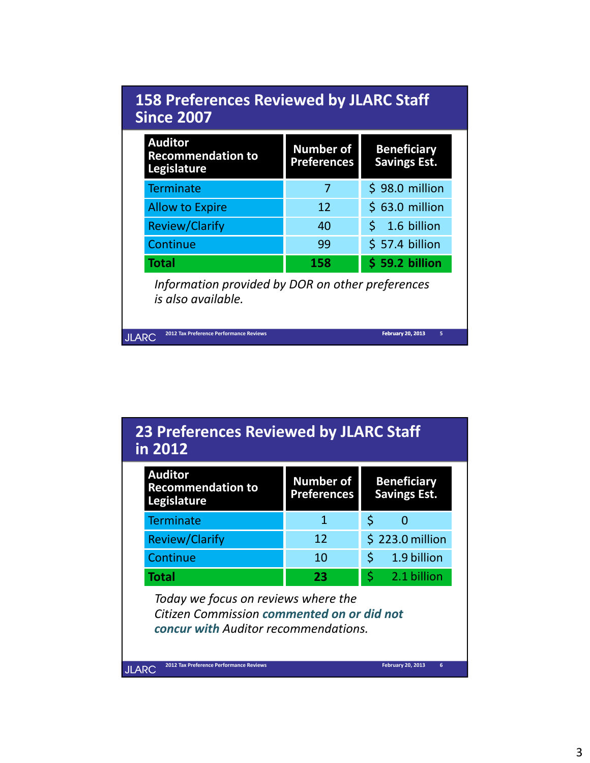## 158 Preferences Reviewed by JLARC Staff Since 2007

| Auditor Recommendation to Legislature | Number of Preferences | Beneficiary Savings Est. |
|---|---|---|
| Terminate | 7 | $ 98.0 million |
| Allow to Expire | 12 | $ 63.0 million |
| Review/Clarify | 40 | $ 1.6 billion |
| Continue | 99 | $ 57.4 billion |
| **Total** | **158** | **$ 59.2 billion** |

*Information provided by DOR on other preferences is also available.*

## 23 Preferences Reviewed by JLARC Staff in 2012

| Auditor Recommendation to Legislature | Number of Preferences | Beneficiary Savings Est. |
|---|---|---|
| Terminate | 1 | $ 0 |
| Review/Clarify | 12 | $ 223.0 million |
| Continue | 10 | $ 1.9 billion |
| **Total** | **23** | $ 2.1 billion |

*Today we focus on reviews where the Citizen Commission **commented on or did not concur with** Auditor recommendations.*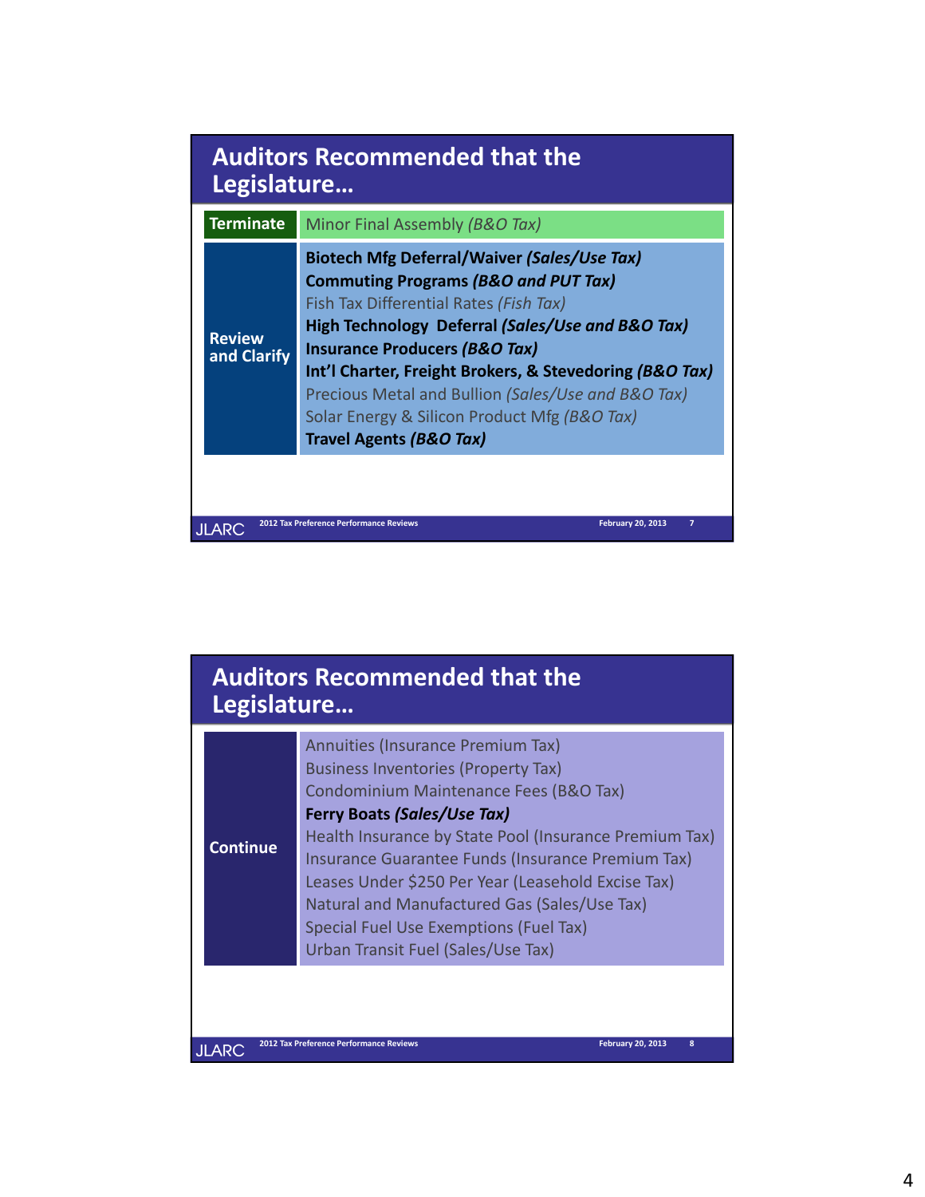## Auditors Recommended that the Legislature…

| | |
|---|---|
| **Terminate** | Minor Final Assembly *(B&O Tax)* |
| **Review and Clarify** | **Biotech Mfg Deferral/Waiver *(Sales/Use Tax)*** |
| | **Commuting Programs *(B&O and PUT Tax)*** |
| | Fish Tax Differential Rates *(Fish Tax)* |
| | **High Technology Deferral *(Sales/Use and B&O Tax)*** |
| | **Insurance Producers *(B&O Tax)*** |
| | **Int'l Charter, Freight Brokers, & Stevedoring *(B&O Tax)*** |
| | Precious Metal and Bullion *(Sales/Use and B&O Tax)* |
| | Solar Energy & Silicon Product Mfg *(B&O Tax)* |
| | **Travel Agents *(B&O Tax)*** |

JLARC 2012 Tax Preference Performance Reviews February 20, 2013 7

## Auditors Recommended that the Legislature…

| | |
|---|---|
| **Continue** | Annuities (Insurance Premium Tax) |
| | Business Inventories (Property Tax) |
| | Condominium Maintenance Fees (B&O Tax) |
| | **Ferry Boats *(Sales/Use Tax)*** |
| | Health Insurance by State Pool (Insurance Premium Tax) |
| | Insurance Guarantee Funds (Insurance Premium Tax) |
| | Leases Under $250 Per Year (Leasehold Excise Tax) |
| | Natural and Manufactured Gas (Sales/Use Tax) |
| | Special Fuel Use Exemptions (Fuel Tax) |
| | Urban Transit Fuel (Sales/Use Tax) |

JLARC 2012 Tax Preference Performance Reviews February 20, 2013 8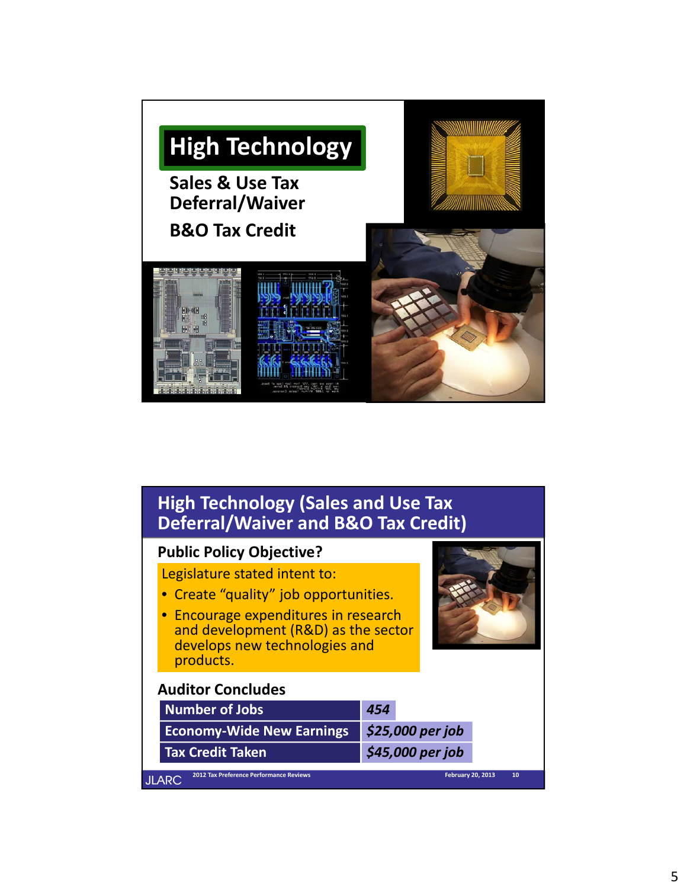# High Technology

**Sales & Use Tax Deferral/Waiver**

**B&O Tax Credit**

## High Technology (Sales and Use Tax Deferral/Waiver and B&O Tax Credit)

### Public Policy Objective?

Legislature stated intent to:

- Create "quality" job opportunities.
- Encourage expenditures in research and development (R&D) as the sector develops new technologies and products.

### Auditor Concludes

| | |
|---|---|
| Number of Jobs | *454* |
| Economy-Wide New Earnings | *$25,000 per job* |
| Tax Credit Taken | *$45,000 per job* |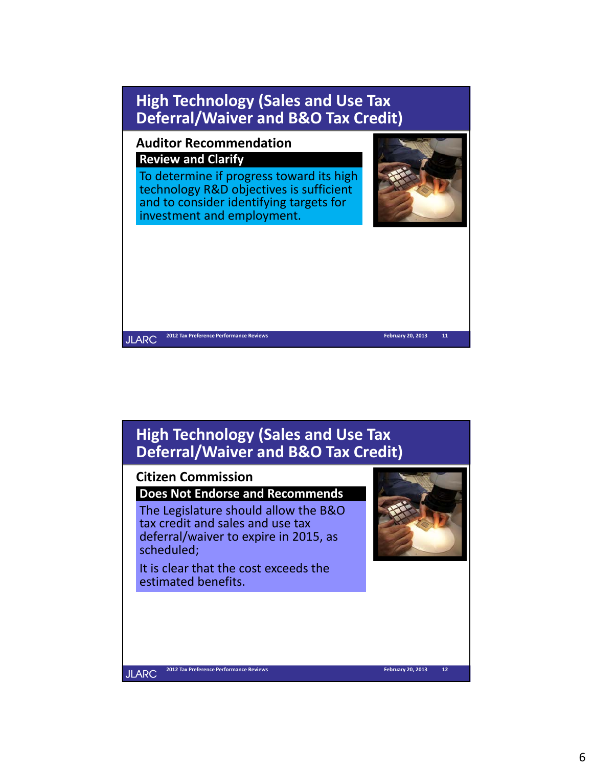## High Technology (Sales and Use Tax Deferral/Waiver and B&O Tax Credit)

### Auditor Recommendation

**Review and Clarify**

To determine if progress toward its high technology R&D objectives is sufficient and to consider identifying targets for investment and employment.

JLARC 2012 Tax Preference Performance Reviews February 20, 2013 11

## High Technology (Sales and Use Tax Deferral/Waiver and B&O Tax Credit)

### Citizen Commission

**Does Not Endorse and Recommends**

The Legislature should allow the B&O tax credit and sales and use tax deferral/waiver to expire in 2015, as scheduled;

It is clear that the cost exceeds the estimated benefits.

JLARC 2012 Tax Preference Performance Reviews February 20, 2013 12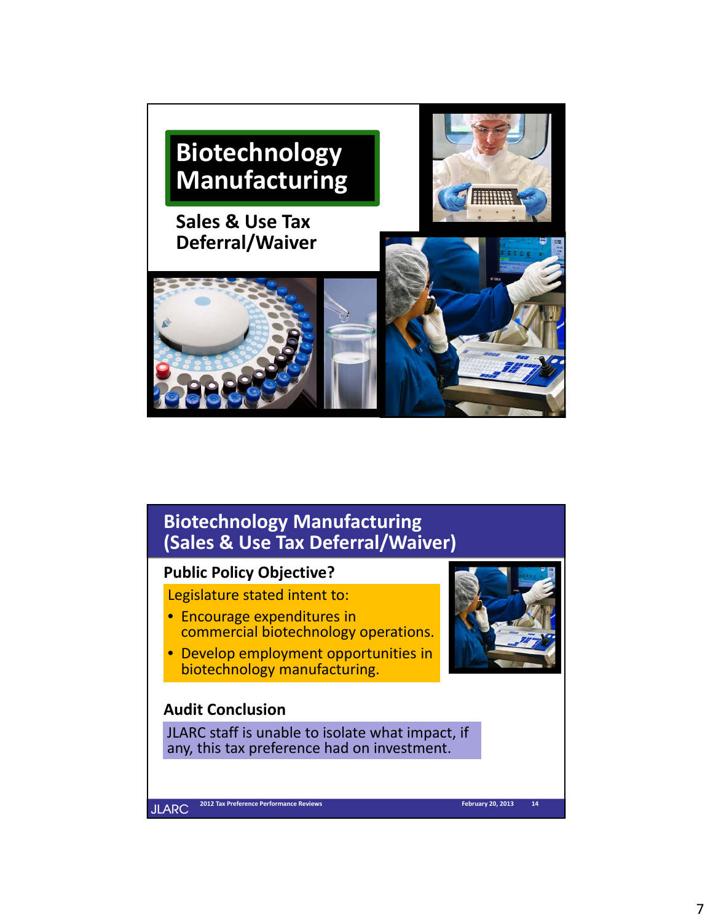# Biotechnology Manufacturing

**Sales & Use Tax Deferral/Waiver**

## Biotechnology Manufacturing (Sales & Use Tax Deferral/Waiver)

**Public Policy Objective?**

Legislature stated intent to:

- Encourage expenditures in commercial biotechnology operations.
- Develop employment opportunities in biotechnology manufacturing.

**Audit Conclusion**

JLARC staff is unable to isolate what impact, if any, this tax preference had on investment.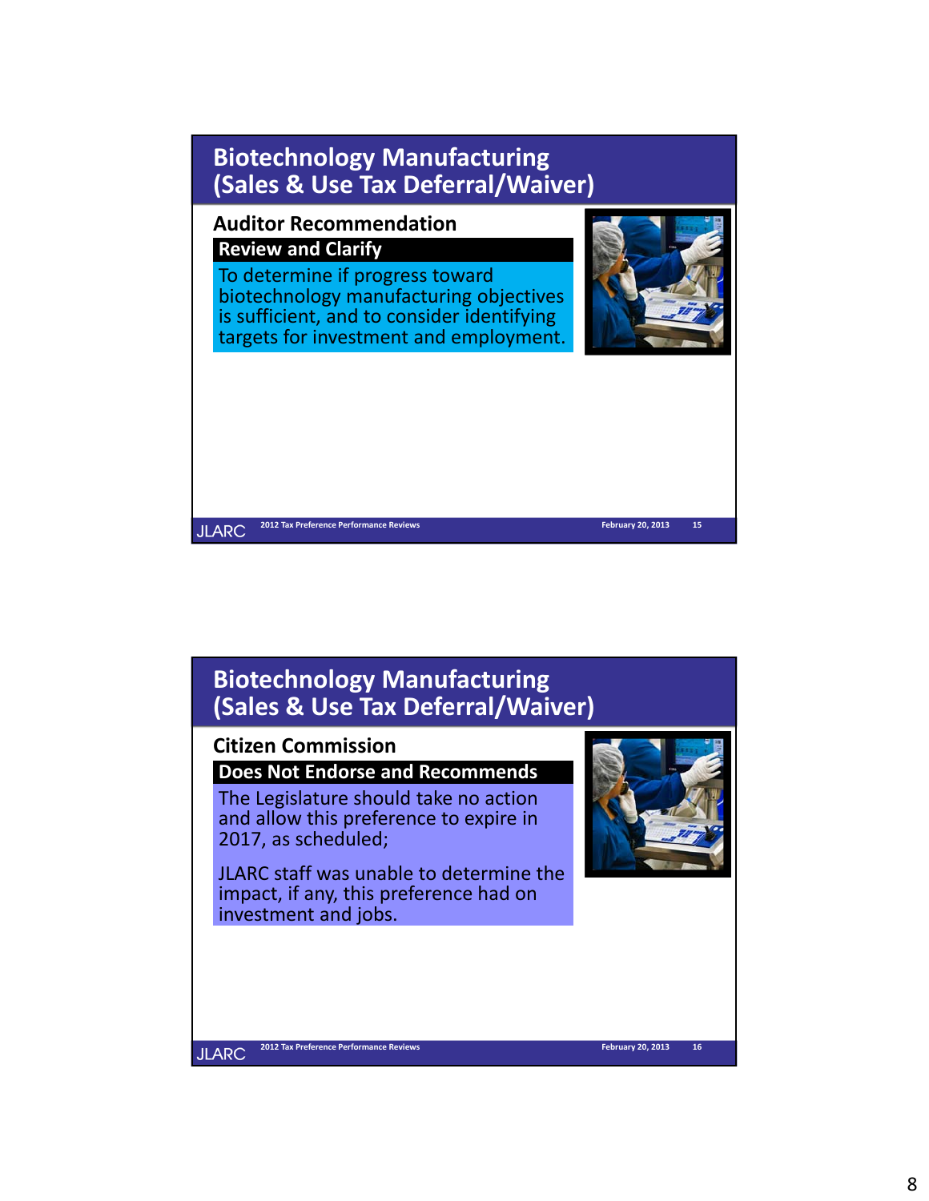## Biotechnology Manufacturing (Sales & Use Tax Deferral/Waiver)

### Auditor Recommendation

**Review and Clarify**

To determine if progress toward biotechnology manufacturing objectives is sufficient, and to consider identifying targets for investment and employment.

## Biotechnology Manufacturing (Sales & Use Tax Deferral/Waiver)

### Citizen Commission

**Does Not Endorse and Recommends**

The Legislature should take no action and allow this preference to expire in 2017, as scheduled;

JLARC staff was unable to determine the impact, if any, this preference had on investment and jobs.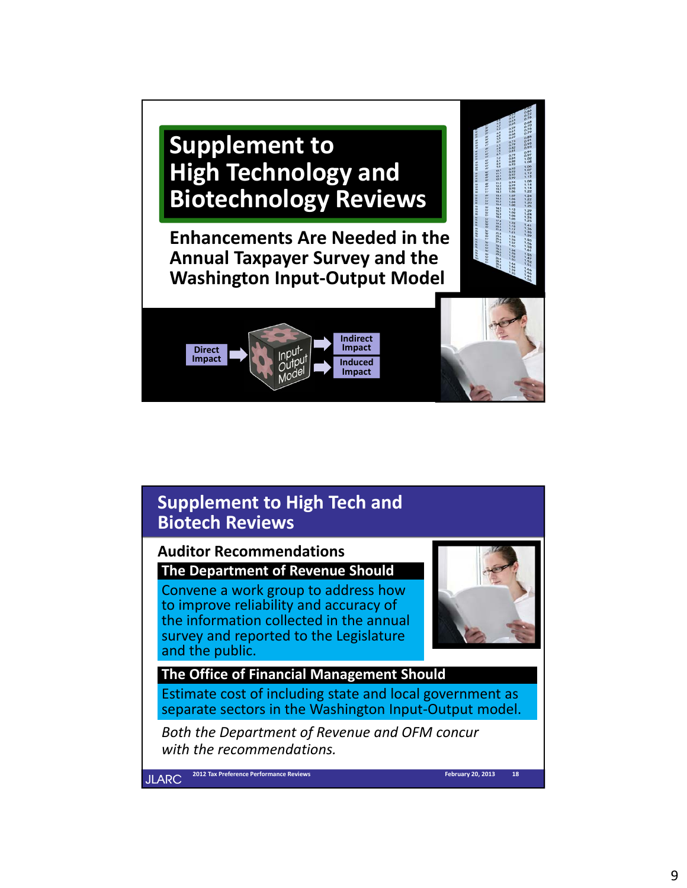# Supplement to High Technology and Biotechnology Reviews

## Enhancements Are Needed in the Annual Taxpayer Survey and the Washington Input-Output Model

Direct Impact → Input-Output Model → Indirect Impact / Induced Impact

---

## Supplement to High Tech and Biotech Reviews

### Auditor Recommendations

**The Department of Revenue Should**

Convene a work group to address how to improve reliability and accuracy of the information collected in the annual survey and reported to the Legislature and the public.

**The Office of Financial Management Should**

Estimate cost of including state and local government as separate sectors in the Washington Input-Output model.

*Both the Department of Revenue and OFM concur with the recommendations.*

JLARC 2012 Tax Preference Performance Reviews February 20, 2013 18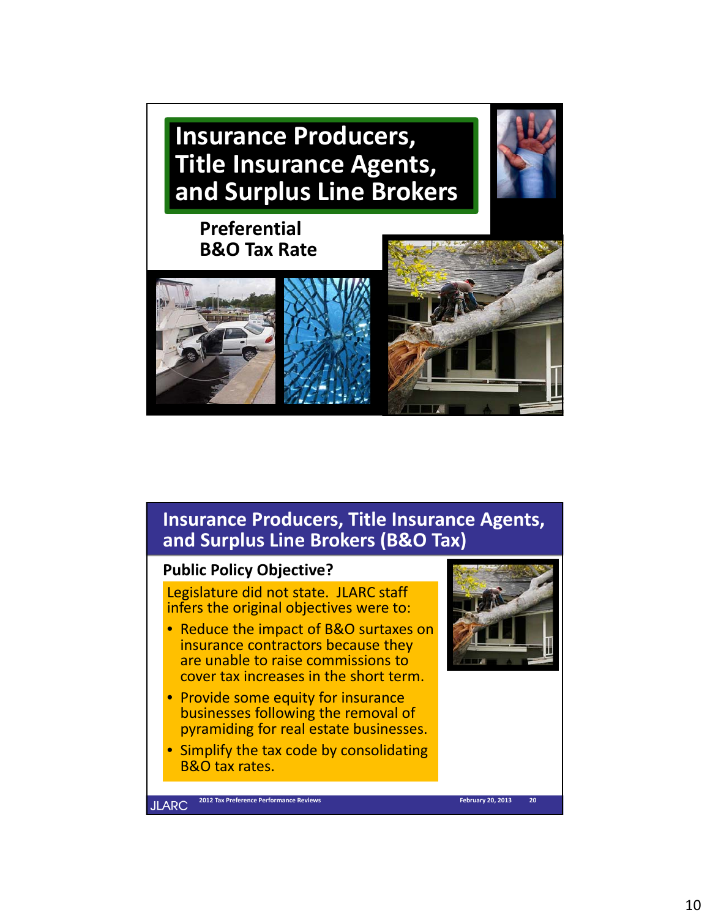# Insurance Producers, Title Insurance Agents, and Surplus Line Brokers

**Preferential B&O Tax Rate**

## Insurance Producers, Title Insurance Agents, and Surplus Line Brokers (B&O Tax)

**Public Policy Objective?**

Legislature did not state. JLARC staff infers the original objectives were to:

- Reduce the impact of B&O surtaxes on insurance contractors because they are unable to raise commissions to cover tax increases in the short term.
- Provide some equity for insurance businesses following the removal of pyramiding for real estate businesses.
- Simplify the tax code by consolidating B&O tax rates.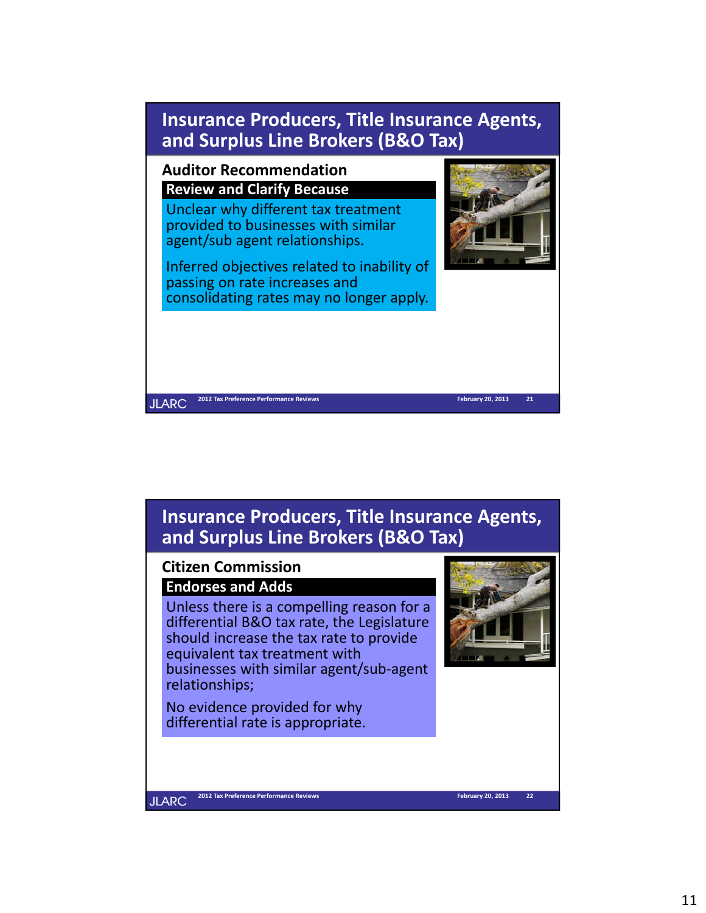## Insurance Producers, Title Insurance Agents, and Surplus Line Brokers (B&O Tax)

### Auditor Recommendation

**Review and Clarify Because**

Unclear why different tax treatment provided to businesses with similar agent/sub agent relationships.

Inferred objectives related to inability of passing on rate increases and consolidating rates may no longer apply.

## Insurance Producers, Title Insurance Agents, and Surplus Line Brokers (B&O Tax)

### Citizen Commission

**Endorses and Adds**

Unless there is a compelling reason for a differential B&O tax rate, the Legislature should increase the tax rate to provide equivalent tax treatment with businesses with similar agent/sub-agent relationships;

No evidence provided for why differential rate is appropriate.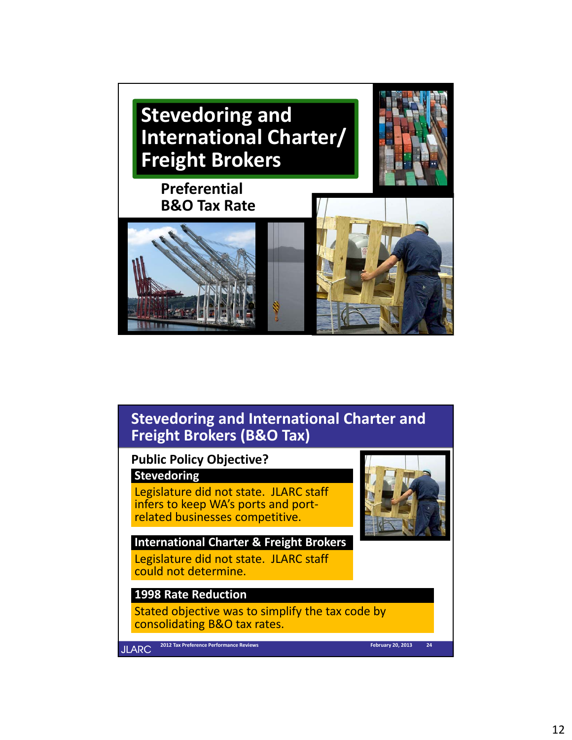# Stevedoring and International Charter/ Freight Brokers

**Preferential B&O Tax Rate**

## Stevedoring and International Charter and Freight Brokers (B&O Tax)

**Public Policy Objective?**

**Stevedoring**

Legislature did not state. JLARC staff infers to keep WA's ports and port-related businesses competitive.

**International Charter & Freight Brokers**

Legislature did not state. JLARC staff could not determine.

**1998 Rate Reduction**

Stated objective was to simplify the tax code by consolidating B&O tax rates.

JLARC 2012 Tax Preference Performance Reviews February 20, 2013 24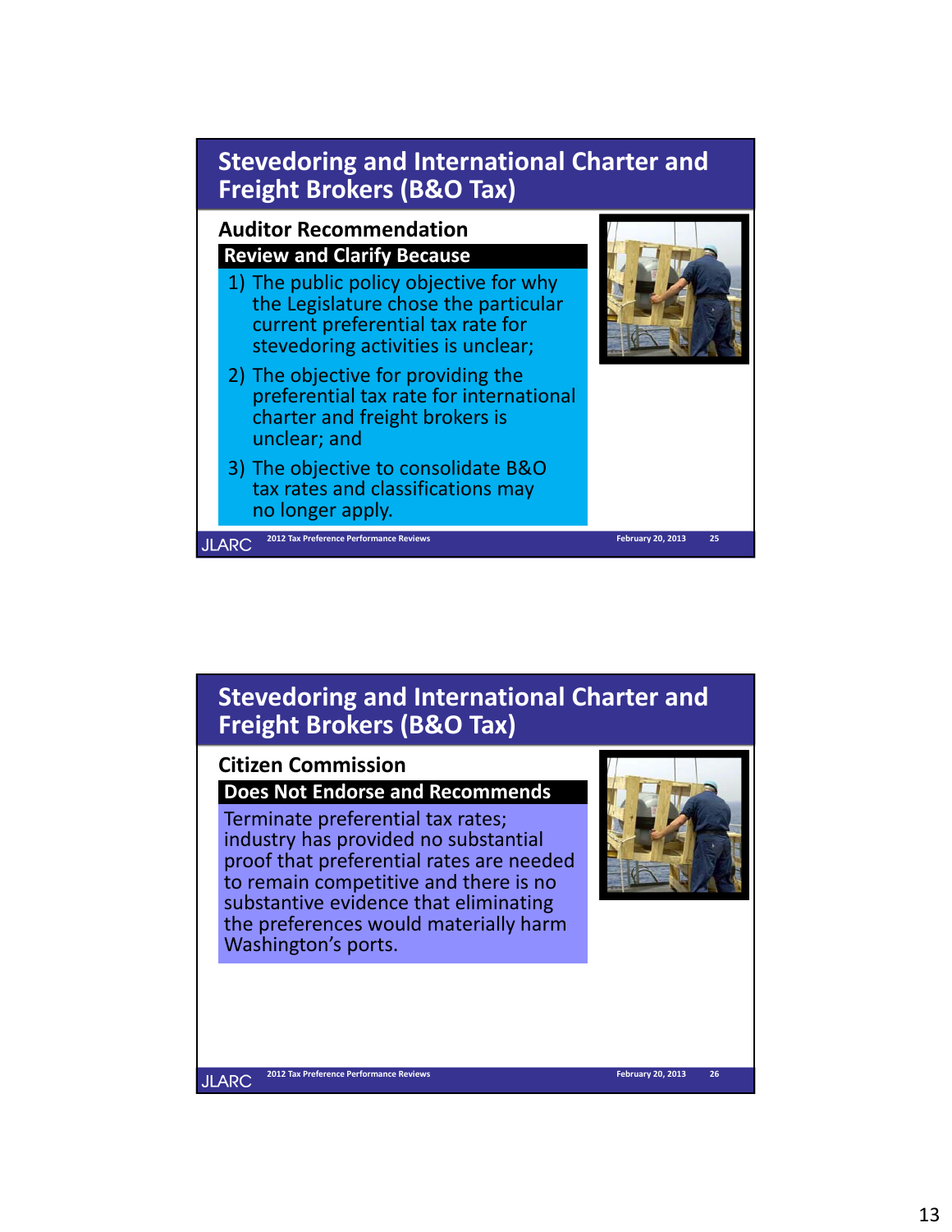## Stevedoring and International Charter and Freight Brokers (B&O Tax)

### Auditor Recommendation

**Review and Clarify Because**

1) The public policy objective for why the Legislature chose the particular current preferential tax rate for stevedoring activities is unclear;
2) The objective for providing the preferential tax rate for international charter and freight brokers is unclear; and
3) The objective to consolidate B&O tax rates and classifications may no longer apply.

## Stevedoring and International Charter and Freight Brokers (B&O Tax)

### Citizen Commission

**Does Not Endorse and Recommends**

Terminate preferential tax rates; industry has provided no substantial proof that preferential rates are needed to remain competitive and there is no substantive evidence that eliminating the preferences would materially harm Washington's ports.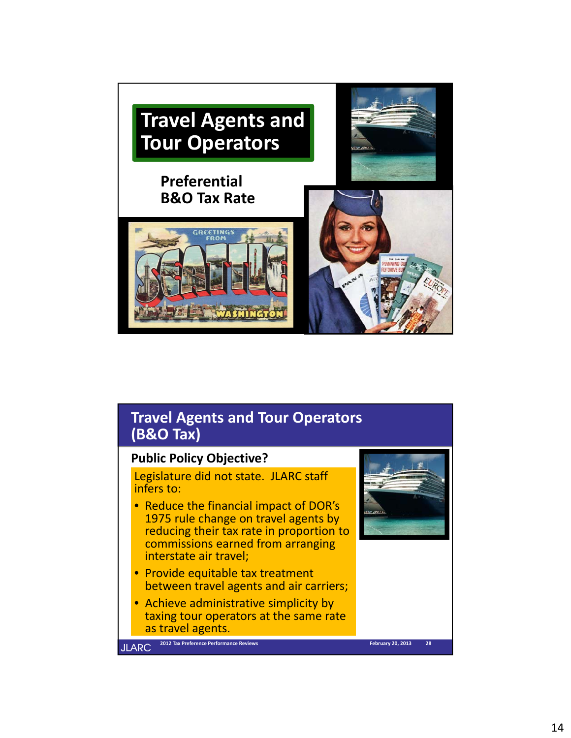# Travel Agents and Tour Operators

**Preferential B&O Tax Rate**

## Travel Agents and Tour Operators (B&O Tax)

**Public Policy Objective?**

Legislature did not state. JLARC staff infers to:

- Reduce the financial impact of DOR's 1975 rule change on travel agents by reducing their tax rate in proportion to commissions earned from arranging interstate air travel;
- Provide equitable tax treatment between travel agents and air carriers;
- Achieve administrative simplicity by taxing tour operators at the same rate as travel agents.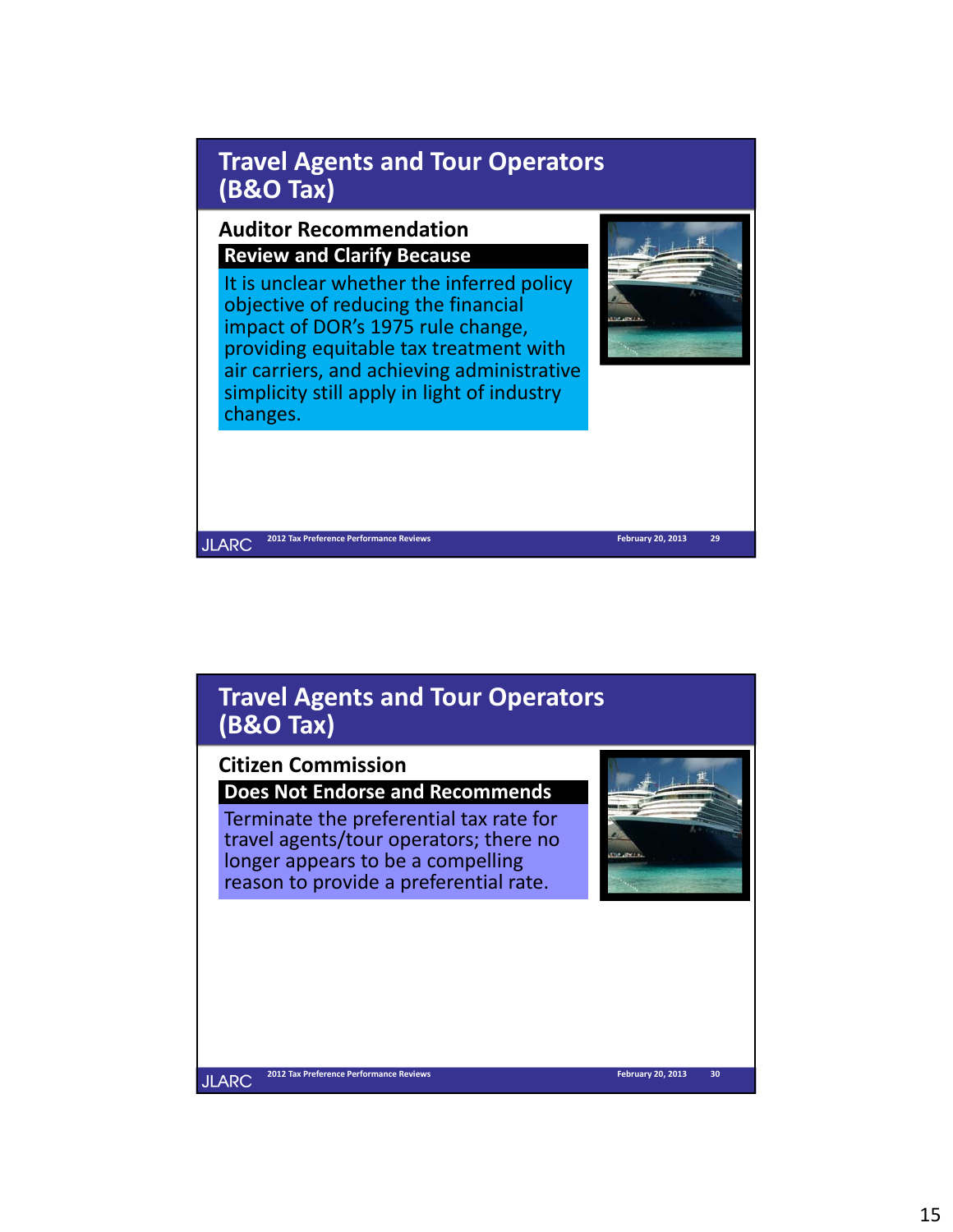## Travel Agents and Tour Operators (B&O Tax)

### Auditor Recommendation

**Review and Clarify Because**

It is unclear whether the inferred policy objective of reducing the financial impact of DOR's 1975 rule change, providing equitable tax treatment with air carriers, and achieving administrative simplicity still apply in light of industry changes.

## Travel Agents and Tour Operators (B&O Tax)

### Citizen Commission

**Does Not Endorse and Recommends**

Terminate the preferential tax rate for travel agents/tour operators; there no longer appears to be a compelling reason to provide a preferential rate.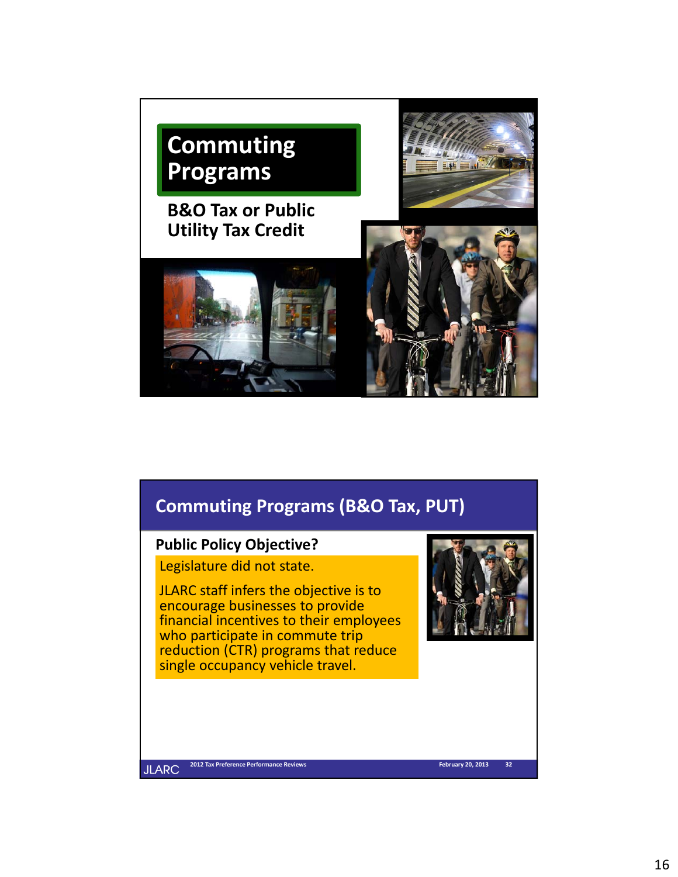# Commuting Programs

**B&O Tax or Public Utility Tax Credit**

## Commuting Programs (B&O Tax, PUT)

**Public Policy Objective?**

Legislature did not state.

JLARC staff infers the objective is to encourage businesses to provide financial incentives to their employees who participate in commute trip reduction (CTR) programs that reduce single occupancy vehicle travel.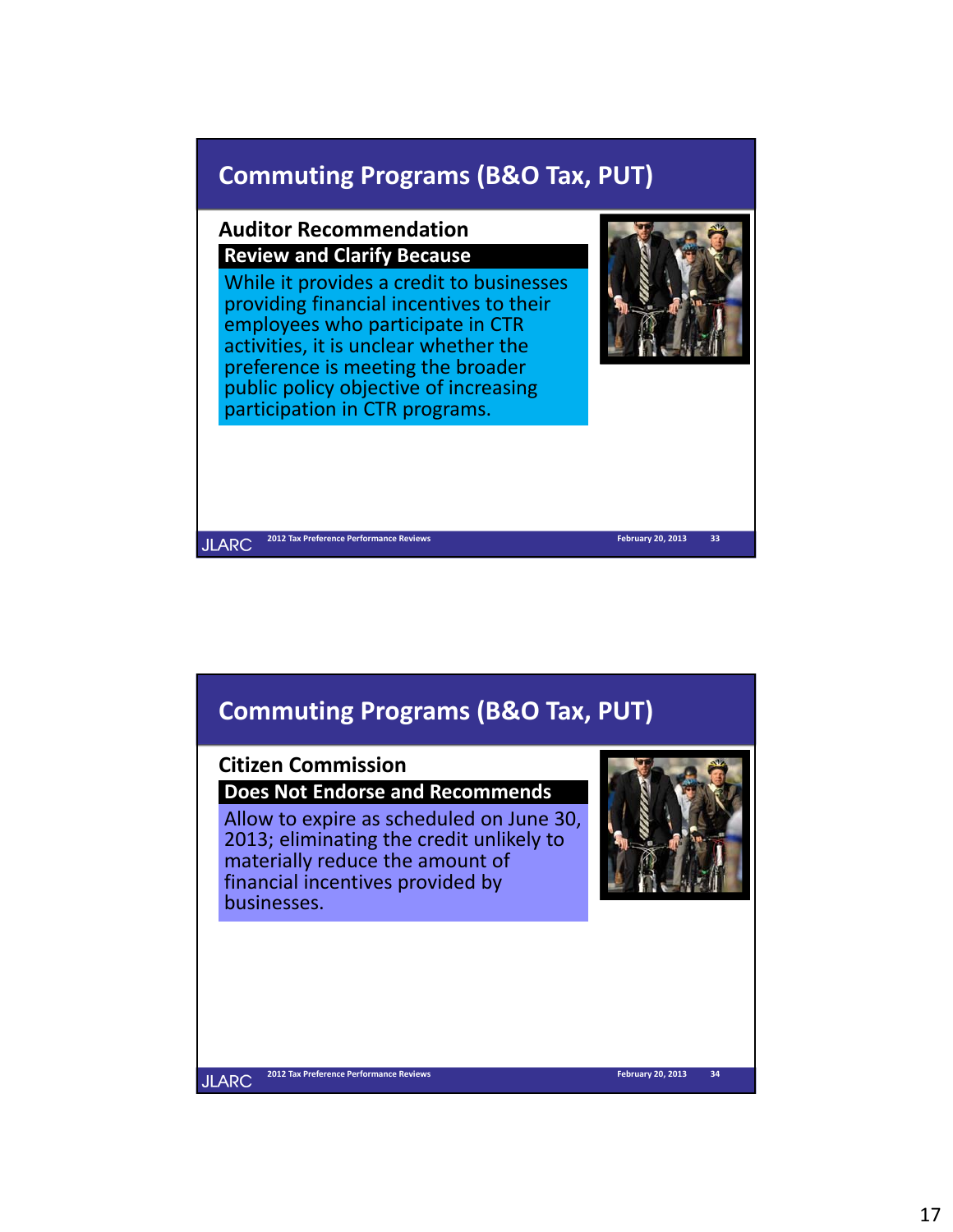## Commuting Programs (B&O Tax, PUT)

### Auditor Recommendation

**Review and Clarify Because**

While it provides a credit to businesses providing financial incentives to their employees who participate in CTR activities, it is unclear whether the preference is meeting the broader public policy objective of increasing participation in CTR programs.

## Commuting Programs (B&O Tax, PUT)

### Citizen Commission

**Does Not Endorse and Recommends**

Allow to expire as scheduled on June 30, 2013; eliminating the credit unlikely to materially reduce the amount of financial incentives provided by businesses.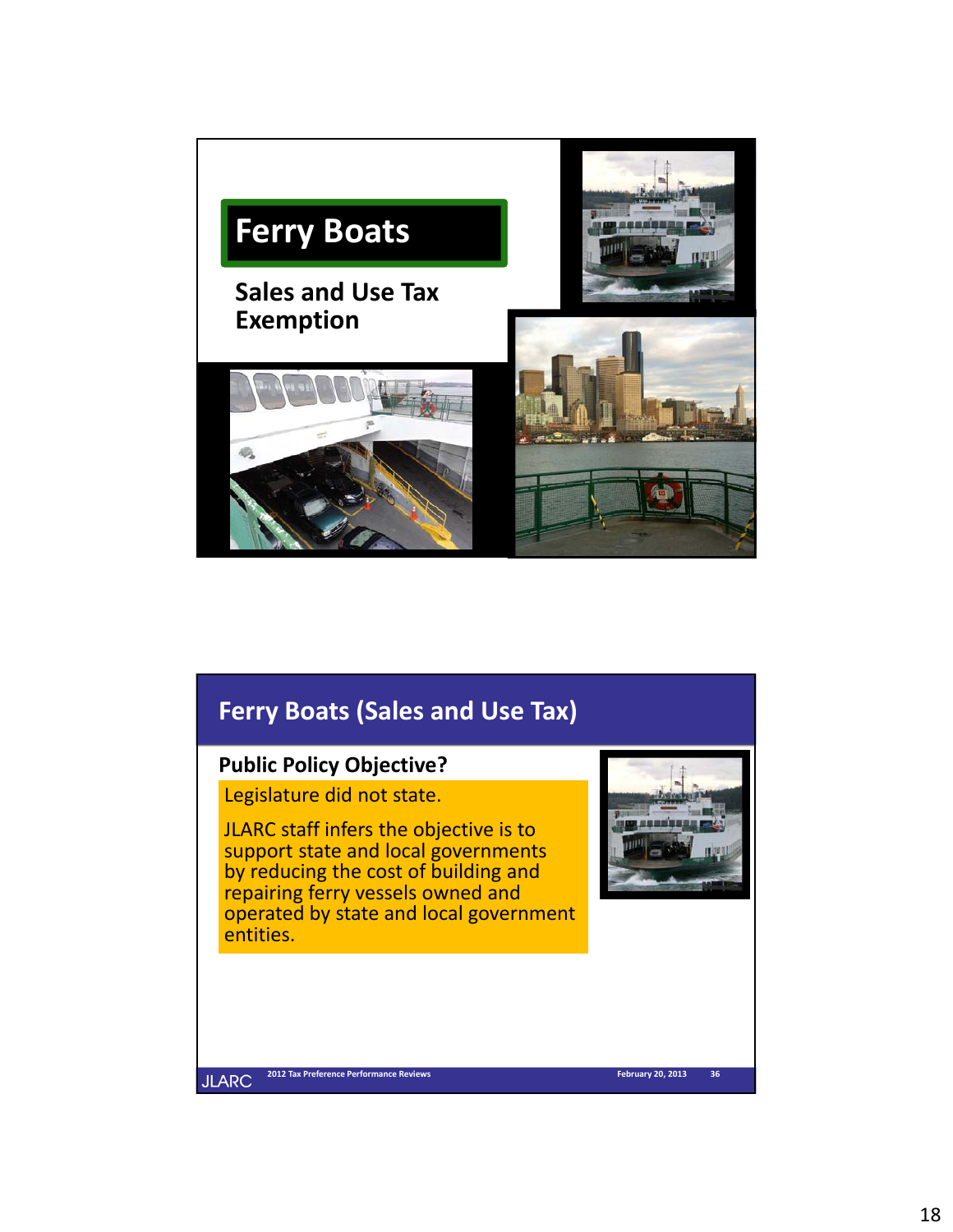# Ferry Boats

## Sales and Use Tax Exemption

---

## Ferry Boats (Sales and Use Tax)

**Public Policy Objective?**

Legislature did not state.

JLARC staff infers the objective is to support state and local governments by reducing the cost of building and repairing ferry vessels owned and operated by state and local government entities.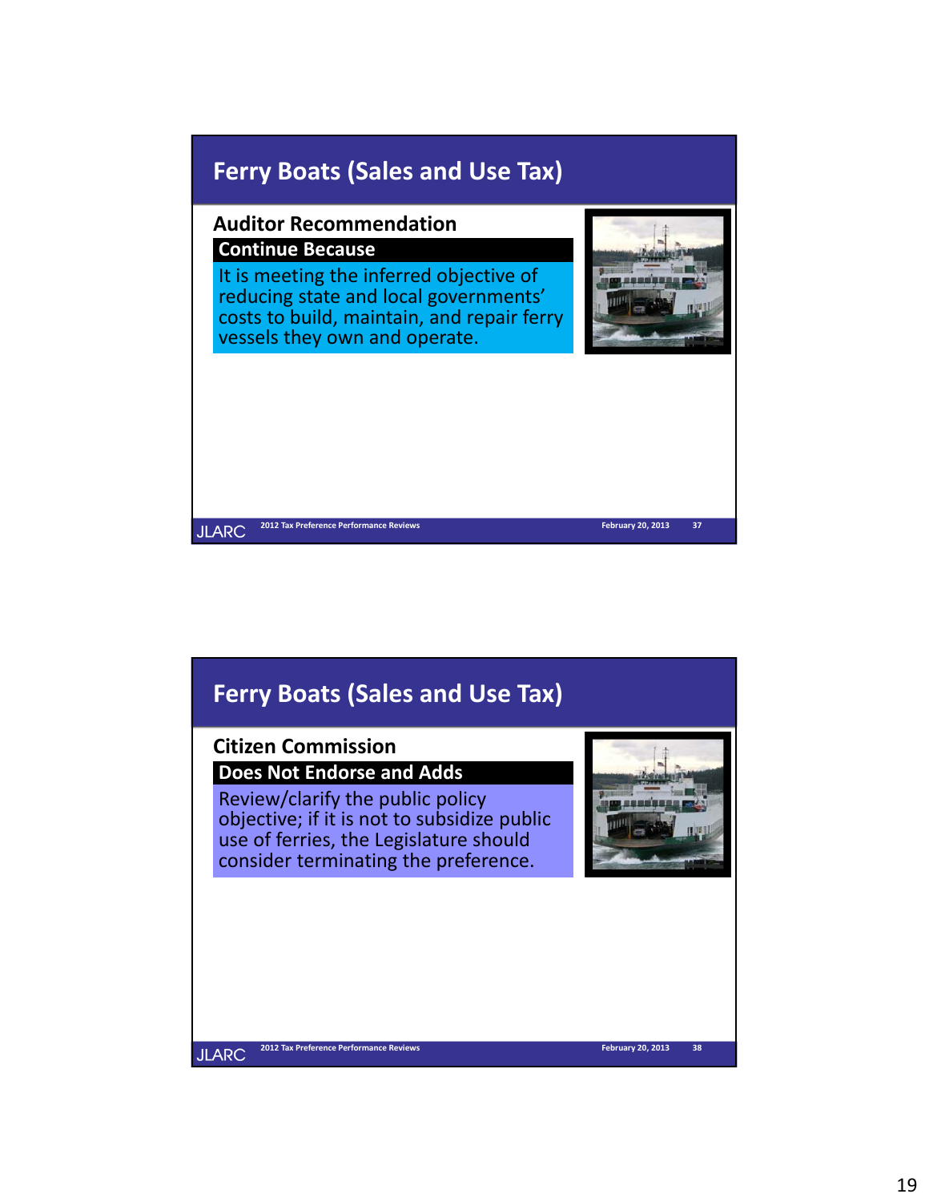## Ferry Boats (Sales and Use Tax)

### Auditor Recommendation

**Continue Because**

It is meeting the inferred objective of reducing state and local governments' costs to build, maintain, and repair ferry vessels they own and operate.

## Ferry Boats (Sales and Use Tax)

### Citizen Commission

**Does Not Endorse and Adds**

Review/clarify the public policy objective; if it is not to subsidize public use of ferries, the Legislature should consider terminating the preference.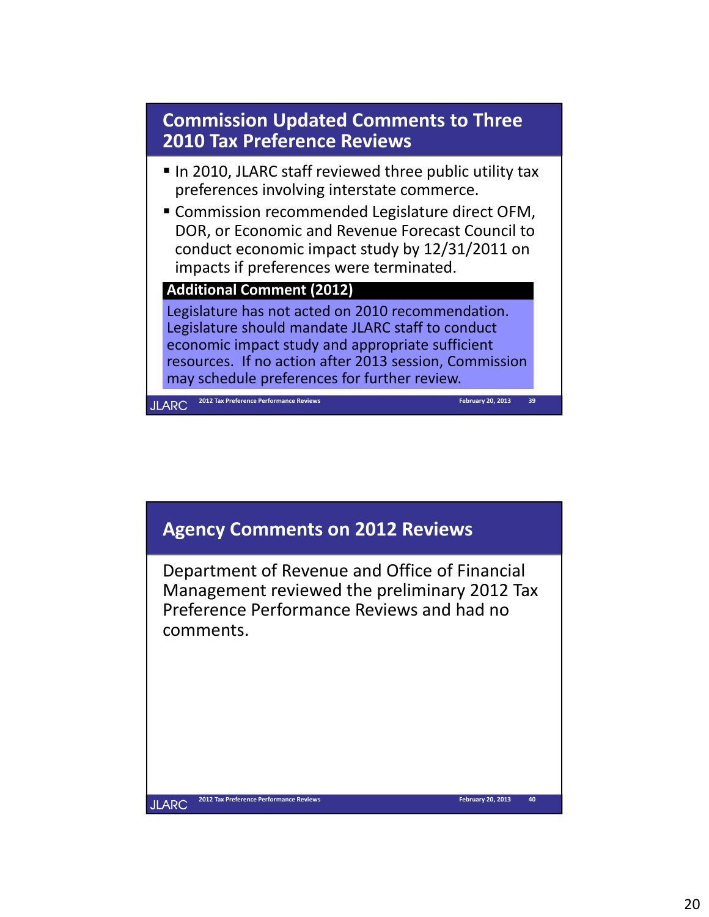## Commission Updated Comments to Three 2010 Tax Preference Reviews

- In 2010, JLARC staff reviewed three public utility tax preferences involving interstate commerce.
- Commission recommended Legislature direct OFM, DOR, or Economic and Revenue Forecast Council to conduct economic impact study by 12/31/2011 on impacts if preferences were terminated.

**Additional Comment (2012)**

Legislature has not acted on 2010 recommendation. Legislature should mandate JLARC staff to conduct economic impact study and appropriate sufficient resources. If no action after 2013 session, Commission may schedule preferences for further review.

## Agency Comments on 2012 Reviews

Department of Revenue and Office of Financial Management reviewed the preliminary 2012 Tax Preference Performance Reviews and had no comments.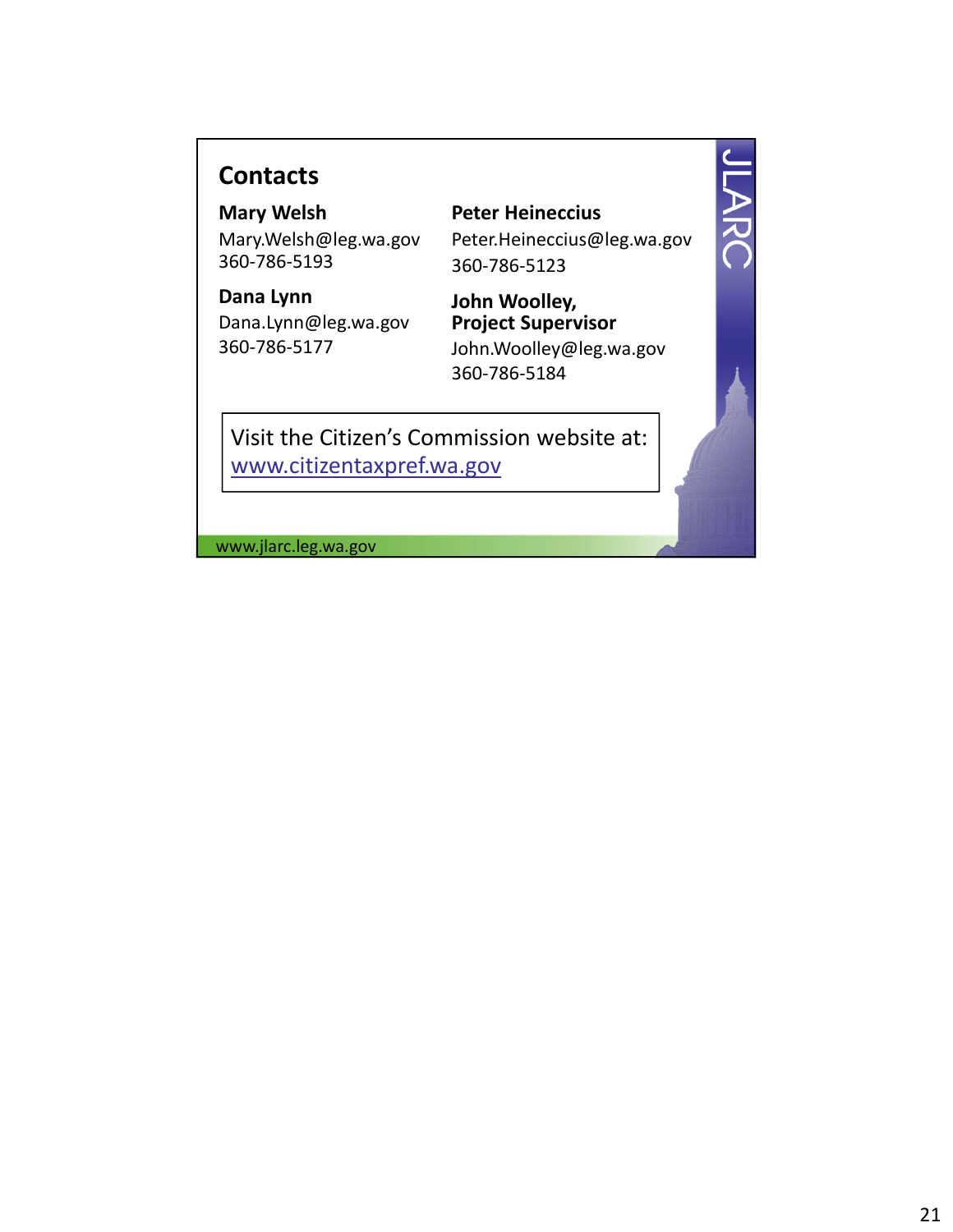## Contacts

**Mary Welsh**
Mary.Welsh@leg.wa.gov
360-786-5193

**Dana Lynn**
Dana.Lynn@leg.wa.gov
360-786-5177

**Peter Heineccius**
Peter.Heineccius@leg.wa.gov
360-786-5123

**John Woolley,**
**Project Supervisor**
John.Woolley@leg.wa.gov
360-786-5184

Visit the Citizen's Commission website at:
www.citizentaxpref.wa.gov

www.jlarc.leg.wa.gov

JLARC